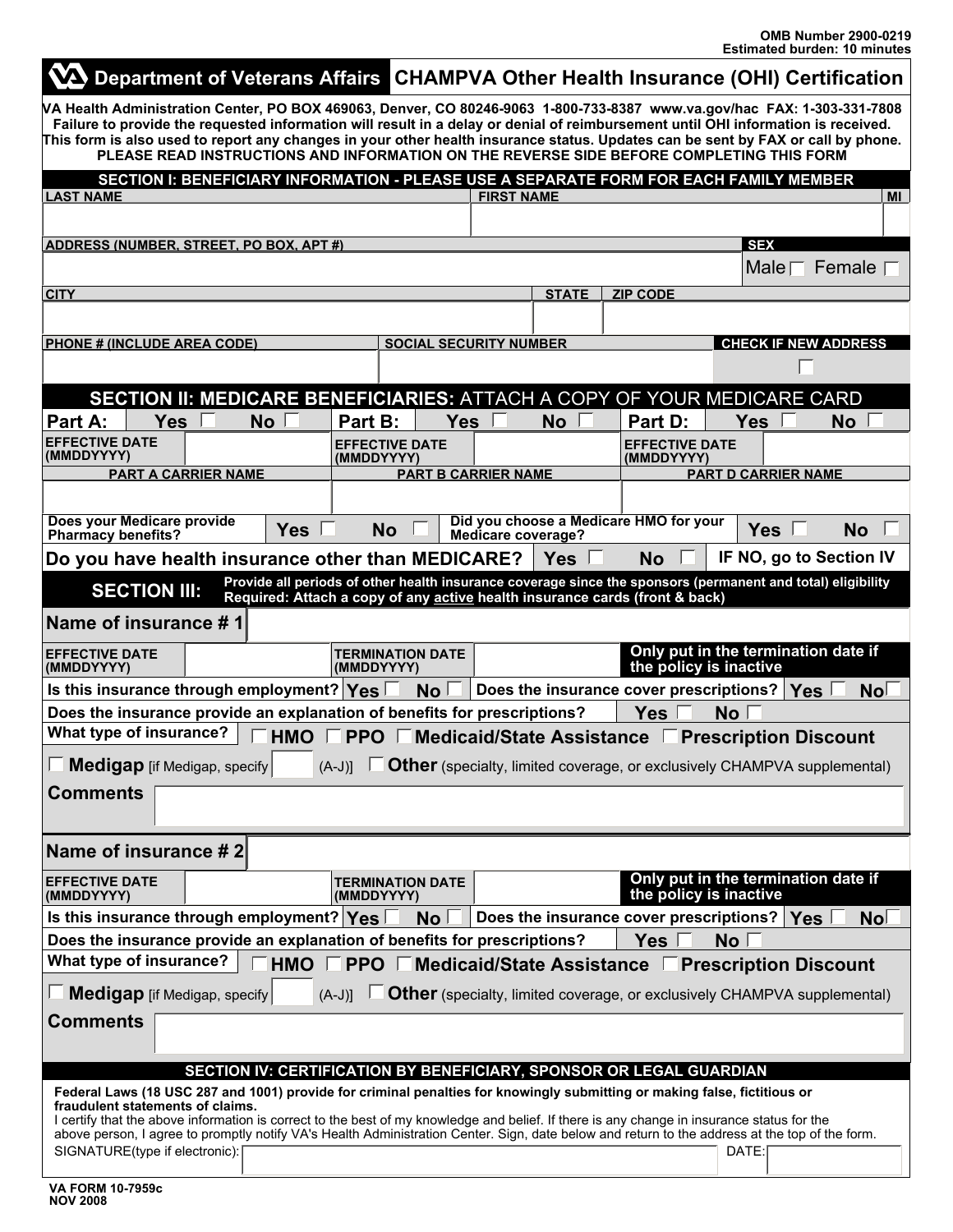OMB Number 2900-0219
Estimated burden: 10 minutes

# Department of Veterans Affairs — CHAMPVA Other Health Insurance (OHI) Certification

**VA Health Administration Center, PO BOX 469063, Denver, CO 80246-9063 1-800-733-8387 www.va.gov/hac FAX: 1-303-331-7808**
**Failure to provide the requested information will result in a delay or denial of reimbursement until OHI information is received.**
**This form is also used to report any changes in your other health insurance status. Updates can be sent by FAX or call by phone.**
**PLEASE READ INSTRUCTIONS AND INFORMATION ON THE REVERSE SIDE BEFORE COMPLETING THIS FORM**

## SECTION I: BENEFICIARY INFORMATION - PLEASE USE A SEPARATE FORM FOR EACH FAMILY MEMBER

| LAST NAME | FIRST NAME | MI |
|---|---|---|
| | | |

| ADDRESS (NUMBER, STREET, PO BOX, APT #) | SEX |
|---|---|
| | Male ☐ Female ☐ |

| CITY | STATE | ZIP CODE |
|---|---|---|
| | | |

| PHONE # (INCLUDE AREA CODE) | SOCIAL SECURITY NUMBER | CHECK IF NEW ADDRESS |
|---|---|---|
| | | ☐ |

## SECTION II: MEDICARE BENEFICIARIES: ATTACH A COPY OF YOUR MEDICARE CARD

| Part A: Yes ☐ No ☐ | Part B: Yes ☐ No ☐ | Part D: Yes ☐ No ☐ |
|---|---|---|
| EFFECTIVE DATE (MMDDYYYY) | EFFECTIVE DATE (MMDDYYYY) | EFFECTIVE DATE (MMDDYYYY) |
| PART A CARRIER NAME | PART B CARRIER NAME | PART D CARRIER NAME |
| | | |

Does your Medicare provide Pharmacy benefits? Yes ☐ No ☐ Did you choose a Medicare HMO for your Medicare coverage? Yes ☐ No ☐

**Do you have health insurance other than MEDICARE?** Yes ☐ No ☐ **IF NO, go to Section IV**

## SECTION III:

**Provide all periods of other health insurance coverage since the sponsors (permanent and total) eligibility**
**Required: Attach a copy of any active health insurance cards (front & back)**

**Name of insurance # 1**

| EFFECTIVE DATE (MMDDYYYY) | | TERMINATION DATE (MMDDYYYY) | | Only put in the termination date if the policy is inactive |
|---|---|---|---|---|

Is this insurance through employment? Yes ☐ No ☐ Does the insurance cover prescriptions? Yes ☐ No ☐

Does the insurance provide an explanation of benefits for prescriptions? Yes ☐ No ☐

What type of insurance? ☐ HMO ☐ PPO ☐ Medicaid/State Assistance ☐ Prescription Discount

☐ **Medigap** [if Medigap, specify ____ (A-J)] ☐ **Other** (specialty, limited coverage, or exclusively CHAMPVA supplemental)

**Comments**

**Name of insurance # 2**

| EFFECTIVE DATE (MMDDYYYY) | | TERMINATION DATE (MMDDYYYY) | | Only put in the termination date if the policy is inactive |
|---|---|---|---|---|

Is this insurance through employment? Yes ☐ No ☐ Does the insurance cover prescriptions? Yes ☐ No ☐

Does the insurance provide an explanation of benefits for prescriptions? Yes ☐ No ☐

What type of insurance? ☐ HMO ☐ PPO ☐ Medicaid/State Assistance ☐ Prescription Discount

☐ **Medigap** [if Medigap, specify ____ (A-J)] ☐ **Other** (specialty, limited coverage, or exclusively CHAMPVA supplemental)

**Comments**

## SECTION IV: CERTIFICATION BY BENEFICIARY, SPONSOR OR LEGAL GUARDIAN

**Federal Laws (18 USC 287 and 1001) provide for criminal penalties for knowingly submitting or making false, fictitious or fraudulent statements of claims.**
I certify that the above information is correct to the best of my knowledge and belief. If there is any change in insurance status for the above person, I agree to promptly notify VA's Health Administration Center. Sign, date below and return to the address at the top of the form.

SIGNATURE(type if electronic): DATE:

VA FORM 10-7959c
NOV 2008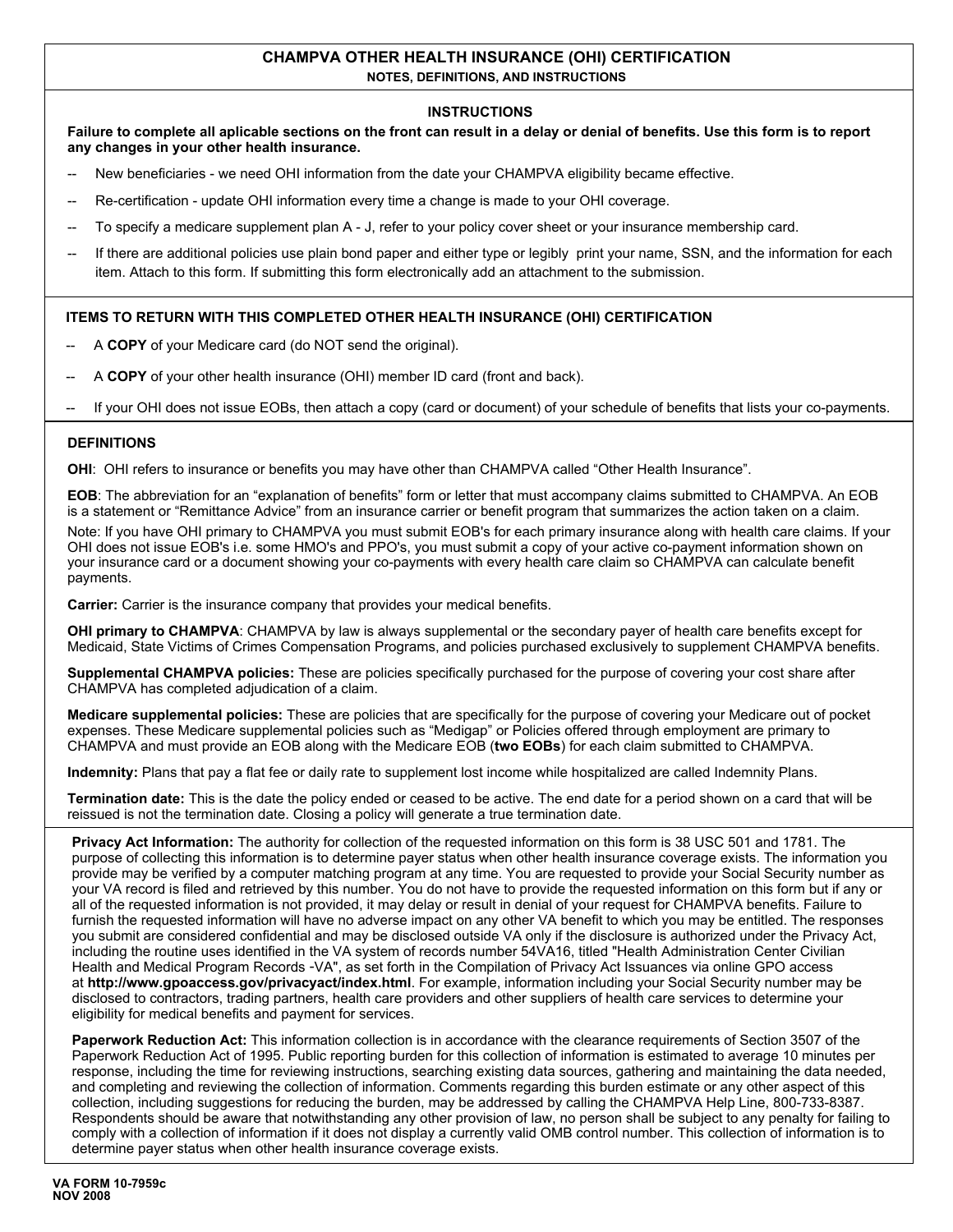# CHAMPVA OTHER HEALTH INSURANCE (OHI) CERTIFICATION

**NOTES, DEFINITIONS, AND INSTRUCTIONS**

## INSTRUCTIONS

**Failure to complete all aplicable sections on the front can result in a delay or denial of benefits. Use this form is to report any changes in your other health insurance.**

-- New beneficiaries - we need OHI information from the date your CHAMPVA eligibility became effective.

-- Re-certification - update OHI information every time a change is made to your OHI coverage.

-- To specify a medicare supplement plan A - J, refer to your policy cover sheet or your insurance membership card.

-- If there are additional policies use plain bond paper and either type or legibly print your name, SSN, and the information for each item. Attach to this form. If submitting this form electronically add an attachment to the submission.

## ITEMS TO RETURN WITH THIS COMPLETED OTHER HEALTH INSURANCE (OHI) CERTIFICATION

-- A **COPY** of your Medicare card (do NOT send the original).

-- A **COPY** of your other health insurance (OHI) member ID card (front and back).

-- If your OHI does not issue EOBs, then attach a copy (card or document) of your schedule of benefits that lists your co-payments.

## DEFINITIONS

**OHI**: OHI refers to insurance or benefits you may have other than CHAMPVA called "Other Health Insurance".

**EOB**: The abbreviation for an "explanation of benefits" form or letter that must accompany claims submitted to CHAMPVA. An EOB is a statement or "Remittance Advice" from an insurance carrier or benefit program that summarizes the action taken on a claim.

Note: If you have OHI primary to CHAMPVA you must submit EOB's for each primary insurance along with health care claims. If your OHI does not issue EOB's i.e. some HMO's and PPO's, you must submit a copy of your active co-payment information shown on your insurance card or a document showing your co-payments with every health care claim so CHAMPVA can calculate benefit payments.

**Carrier:** Carrier is the insurance company that provides your medical benefits.

**OHI primary to CHAMPVA**: CHAMPVA by law is always supplemental or the secondary payer of health care benefits except for Medicaid, State Victims of Crimes Compensation Programs, and policies purchased exclusively to supplement CHAMPVA benefits.

**Supplemental CHAMPVA policies:** These are policies specifically purchased for the purpose of covering your cost share after CHAMPVA has completed adjudication of a claim.

**Medicare supplemental policies:** These are policies that are specifically for the purpose of covering your Medicare out of pocket expenses. These Medicare supplemental policies such as "Medigap" or Policies offered through employment are primary to CHAMPVA and must provide an EOB along with the Medicare EOB (**two EOBs**) for each claim submitted to CHAMPVA.

**Indemnity:** Plans that pay a flat fee or daily rate to supplement lost income while hospitalized are called Indemnity Plans.

**Termination date:** This is the date the policy ended or ceased to be active. The end date for a period shown on a card that will be reissued is not the termination date. Closing a policy will generate a true termination date.

**Privacy Act Information:** The authority for collection of the requested information on this form is 38 USC 501 and 1781. The purpose of collecting this information is to determine payer status when other health insurance coverage exists. The information you provide may be verified by a computer matching program at any time. You are requested to provide your Social Security number as your VA record is filed and retrieved by this number. You do not have to provide the requested information on this form but if any or all of the requested information is not provided, it may delay or result in denial of your request for CHAMPVA benefits. Failure to furnish the requested information will have no adverse impact on any other VA benefit to which you may be entitled. The responses you submit are considered confidential and may be disclosed outside VA only if the disclosure is authorized under the Privacy Act, including the routine uses identified in the VA system of records number 54VA16, titled "Health Administration Center Civilian Health and Medical Program Records -VA", as set forth in the Compilation of Privacy Act Issuances via online GPO access at **http://www.gpoaccess.gov/privacyact/index.html**. For example, information including your Social Security number may be disclosed to contractors, trading partners, health care providers and other suppliers of health care services to determine your eligibility for medical benefits and payment for services.

**Paperwork Reduction Act:** This information collection is in accordance with the clearance requirements of Section 3507 of the Paperwork Reduction Act of 1995. Public reporting burden for this collection of information is estimated to average 10 minutes per response, including the time for reviewing instructions, searching existing data sources, gathering and maintaining the data needed, and completing and reviewing the collection of information. Comments regarding this burden estimate or any other aspect of this collection, including suggestions for reducing the burden, may be addressed by calling the CHAMPVA Help Line, 800-733-8387. Respondents should be aware that notwithstanding any other provision of law, no person shall be subject to any penalty for failing to comply with a collection of information if it does not display a currently valid OMB control number. This collection of information is to determine payer status when other health insurance coverage exists.

**VA FORM 10-7959c**
**NOV 2008**